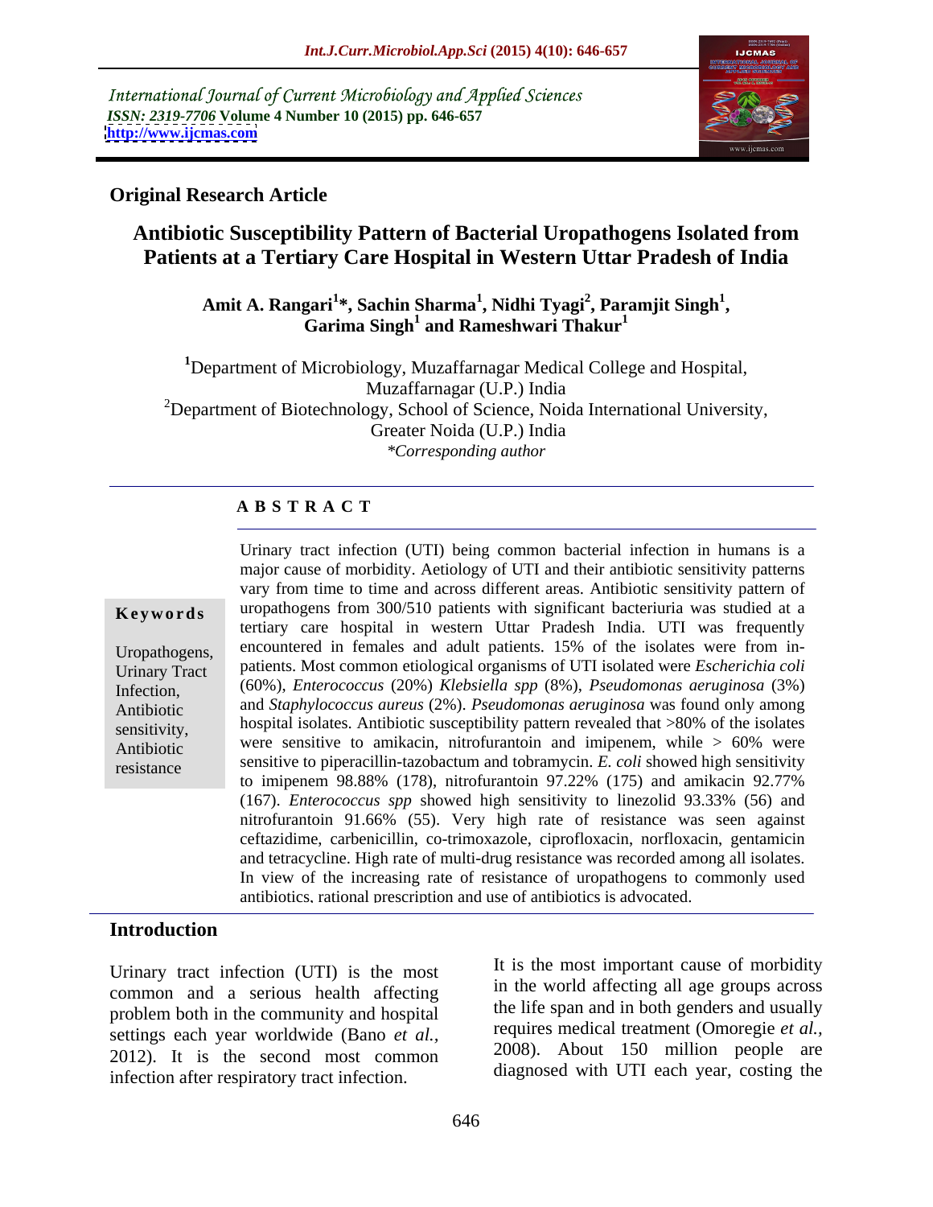International Journal of Current Microbiology and Applied Sciences
*ISSN: 2319-7706* **Volume 4 Number 10 (2015) pp. 646-657**
**http://www.ijcmas.com**

**Original Research Article**

# Antibiotic Susceptibility Pattern of Bacterial Uropathogens Isolated from Patients at a Tertiary Care Hospital in Western Uttar Pradesh of India

**Amit A. Rangari[1]\*, Sachin Sharma[1], Nidhi Tyagi[2], Paramjit Singh[1], Garima Singh[1] and Rameshwari Thakur[1]**

[1]Department of Microbiology, Muzaffarnagar Medical College and Hospital, Muzaffarnagar (U.P.) India
[2]Department of Biotechnology, School of Science, Noida International University, Greater Noida (U.P.) India
*\*Corresponding author*

## A B S T R A C T

**Keywords**

Uropathogens, Urinary Tract Infection, Antibiotic sensitivity, Antibiotic resistance

Urinary tract infection (UTI) being common bacterial infection in humans is a major cause of morbidity. Aetiology of UTI and their antibiotic sensitivity patterns vary from time to time and across different areas. Antibiotic sensitivity pattern of uropathogens from 300/510 patients with significant bacteriuria was studied at a tertiary care hospital in western Uttar Pradesh India. UTI was frequently encountered in females and adult patients. 15% of the isolates were from in-patients. Most common etiological organisms of UTI isolated were *Escherichia coli* (60%), *Enterococcus* (20%) *Klebsiella spp* (8%), *Pseudomonas aeruginosa* (3%) and *Staphylococcus aureus* (2%). *Pseudomonas aeruginosa* was found only among hospital isolates. Antibiotic susceptibility pattern revealed that >80% of the isolates were sensitive to amikacin, nitrofurantoin and imipenem, while > 60% were sensitive to piperacillin-tazobactum and tobramycin. *E. coli* showed high sensitivity to imipenem 98.88% (178), nitrofurantoin 97.22% (175) and amikacin 92.77% (167). *Enterococcus spp* showed high sensitivity to linezolid 93.33% (56) and nitrofurantoin 91.66% (55). Very high rate of resistance was seen against ceftazidime, carbenicillin, co-trimoxazole, ciprofloxacin, norfloxacin, gentamicin and tetracycline. High rate of multi-drug resistance was recorded among all isolates. In view of the increasing rate of resistance of uropathogens to commonly used antibiotics, rational prescription and use of antibiotics is advocated.

## Introduction

Urinary tract infection (UTI) is the most common and a serious health affecting problem both in the community and hospital settings each year worldwide (Bano *et al.*, 2012). It is the second most common infection after respiratory tract infection.

It is the most important cause of morbidity in the world affecting all age groups across the life span and in both genders and usually requires medical treatment (Omoregie *et al.*, 2008). About 150 million people are diagnosed with UTI each year, costing the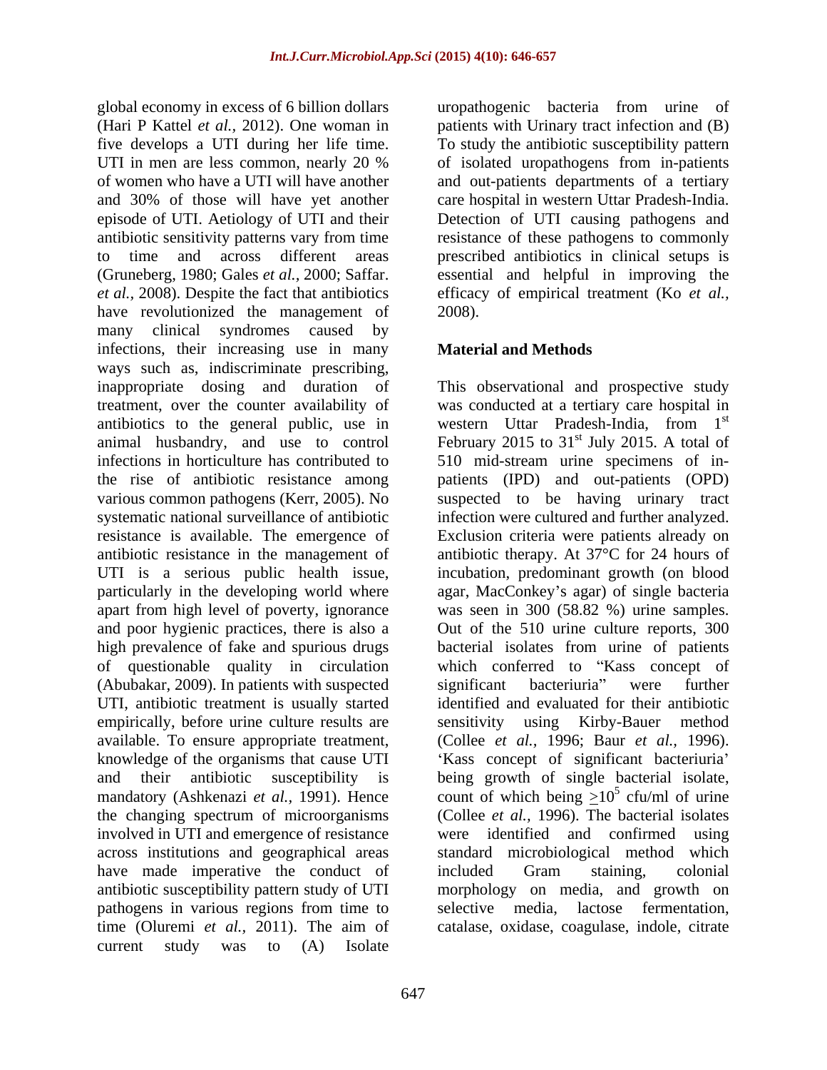global economy in excess of 6 billion dollars (Hari P Kattel *et al.,* 2012). One woman in five develops a UTI during her life time. UTI in men are less common, nearly 20 % of women who have a UTI will have another and 30% of those will have yet another episode of UTI. Aetiology of UTI and their antibiotic sensitivity patterns vary from time to time and across different areas (Gruneberg, 1980; Gales *et al.,* 2000; Saffar. *et al.,* 2008). Despite the fact that antibiotics have revolutionized the management of many clinical syndromes caused by infections, their increasing use in many ways such as, indiscriminate prescribing, inappropriate dosing and duration of treatment, over the counter availability of antibiotics to the general public, use in animal husbandry, and use to control infections in horticulture has contributed to the rise of antibiotic resistance among various common pathogens (Kerr, 2005). No systematic national surveillance of antibiotic resistance is available. The emergence of antibiotic resistance in the management of UTI is a serious public health issue, particularly in the developing world where apart from high level of poverty, ignorance and poor hygienic practices, there is also a high prevalence of fake and spurious drugs of questionable quality in circulation (Abubakar, 2009). In patients with suspected UTI, antibiotic treatment is usually started empirically, before urine culture results are available. To ensure appropriate treatment, knowledge of the organisms that cause UTI and their antibiotic susceptibility is mandatory (Ashkenazi *et al.,* 1991). Hence the changing spectrum of microorganisms involved in UTI and emergence of resistance across institutions and geographical areas have made imperative the conduct of antibiotic susceptibility pattern study of UTI pathogens in various regions from time to time (Oluremi *et al.,* 2011). The aim of current study was to (A) Isolate uropathogenic bacteria from urine of patients with Urinary tract infection and (B) To study the antibiotic susceptibility pattern of isolated uropathogens from in-patients and out-patients departments of a tertiary care hospital in western Uttar Pradesh-India. Detection of UTI causing pathogens and resistance of these pathogens to commonly prescribed antibiotics in clinical setups is essential and helpful in improving the efficacy of empirical treatment (Ko *et al.,* 2008).

## Material and Methods

This observational and prospective study was conducted at a tertiary care hospital in western Uttar Pradesh-India, from 1st February 2015 to 31st July 2015. A total of 510 mid-stream urine specimens of in-patients (IPD) and out-patients (OPD) suspected to be having urinary tract infection were cultured and further analyzed. Exclusion criteria were patients already on antibiotic therapy. At 37°C for 24 hours of incubation, predominant growth (on blood agar, MacConkey's agar) of single bacteria was seen in 300 (58.82 %) urine samples. Out of the 510 urine culture reports, 300 bacterial isolates from urine of patients which conferred to "Kass concept of significant bacteriuria" were further identified and evaluated for their antibiotic sensitivity using Kirby-Bauer method (Collee *et al.,* 1996; Baur *et al.,* 1996). 'Kass concept of significant bacteriuria' being growth of single bacterial isolate, count of which being $\geq 10^5$ cfu/ml of urine (Collee *et al.,* 1996). The bacterial isolates were identified and confirmed using standard microbiological method which included Gram staining, colonial morphology on media, and growth on selective media, lactose fermentation, catalase, oxidase, coagulase, indole, citrate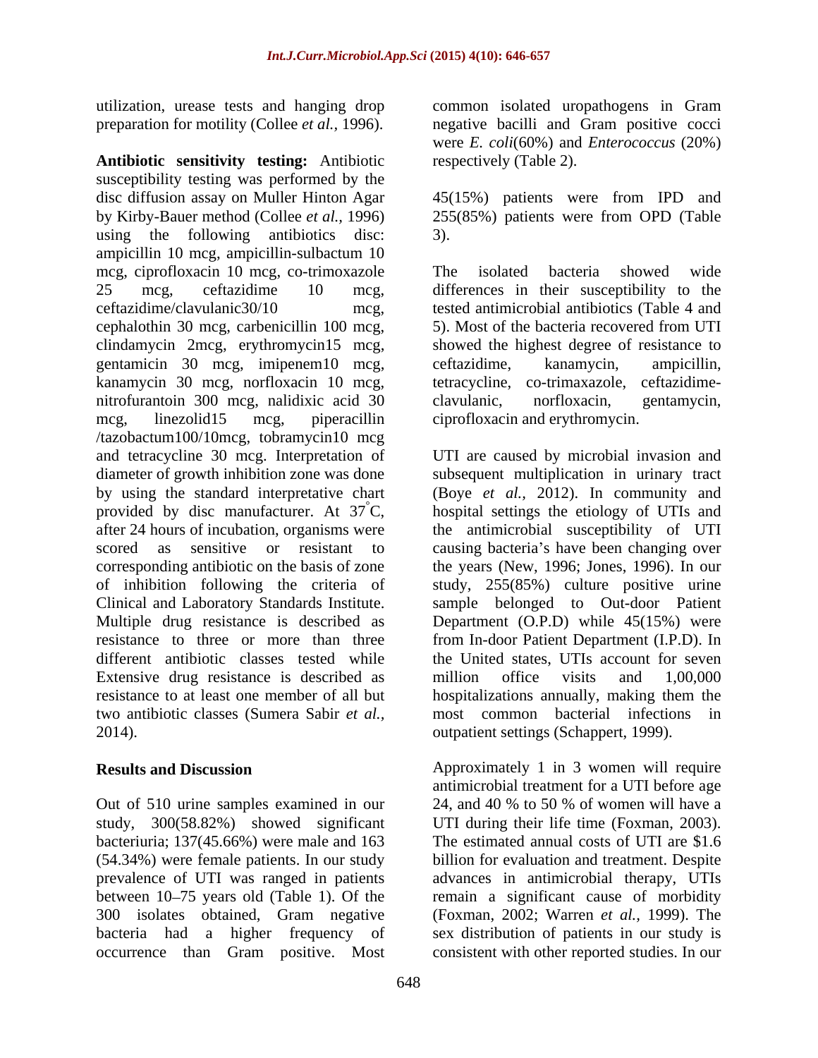utilization, urease tests and hanging drop preparation for motility (Collee *et al.,* 1996).

**Antibiotic sensitivity testing:** Antibiotic susceptibility testing was performed by the disc diffusion assay on Muller Hinton Agar by Kirby-Bauer method (Collee *et al.,* 1996) using the following antibiotics disc: ampicillin 10 mcg, ampicillin-sulbactum 10 mcg, ciprofloxacin 10 mcg, co-trimoxazole 25 mcg, ceftazidime 10 mcg, ceftazidime/clavulanic30/10 mcg, cephalothin 30 mcg, carbenicillin 100 mcg, clindamycin 2mcg, erythromycin15 mcg, gentamicin 30 mcg, imipenem10 mcg, kanamycin 30 mcg, norfloxacin 10 mcg, nitrofurantoin 300 mcg, nalidixic acid 30 mcg, linezolid15 mcg, piperacillin /tazobactum100/10mcg, tobramycin10 mcg and tetracycline 30 mcg. Interpretation of diameter of growth inhibition zone was done by using the standard interpretative chart provided by disc manufacturer. At 37°C, after 24 hours of incubation, organisms were scored as sensitive or resistant to corresponding antibiotic on the basis of zone of inhibition following the criteria of Clinical and Laboratory Standards Institute. Multiple drug resistance is described as resistance to three or more than three different antibiotic classes tested while Extensive drug resistance is described as resistance to at least one member of all but two antibiotic classes (Sumera Sabir *et al.,* 2014).

## Results and Discussion

Out of 510 urine samples examined in our study, 300(58.82%) showed significant bacteriuria; 137(45.66%) were male and 163 (54.34%) were female patients. In our study prevalence of UTI was ranged in patients between 10–75 years old (Table 1). Of the 300 isolates obtained, Gram negative bacteria had a higher frequency of occurrence than Gram positive. Most common isolated uropathogens in Gram negative bacilli and Gram positive cocci were *E. coli*(60%) and *Enterococcus* (20%) respectively (Table 2).

45(15%) patients were from IPD and 255(85%) patients were from OPD (Table 3).

The isolated bacteria showed wide differences in their susceptibility to the tested antimicrobial antibiotics (Table 4 and 5). Most of the bacteria recovered from UTI showed the highest degree of resistance to ceftazidime, kanamycin, ampicillin, tetracycline, co-trimaxazole, ceftazidime-clavulanic, norfloxacin, gentamycin, ciprofloxacin and erythromycin.

UTI are caused by microbial invasion and subsequent multiplication in urinary tract (Boye *et al.,* 2012). In community and hospital settings the etiology of UTIs and the antimicrobial susceptibility of UTI causing bacteria's have been changing over the years (New, 1996; Jones, 1996). In our study, 255(85%) culture positive urine sample belonged to Out-door Patient Department (O.P.D) while 45(15%) were from In-door Patient Department (I.P.D). In the United states, UTIs account for seven million office visits and 1,00,000 hospitalizations annually, making them the most common bacterial infections in outpatient settings (Schappert, 1999).

Approximately 1 in 3 women will require antimicrobial treatment for a UTI before age 24, and 40 % to 50 % of women will have a UTI during their life time (Foxman, 2003). The estimated annual costs of UTI are $1.6 billion for evaluation and treatment. Despite advances in antimicrobial therapy, UTIs remain a significant cause of morbidity (Foxman, 2002; Warren *et al.,* 1999). The sex distribution of patients in our study is consistent with other reported studies. In our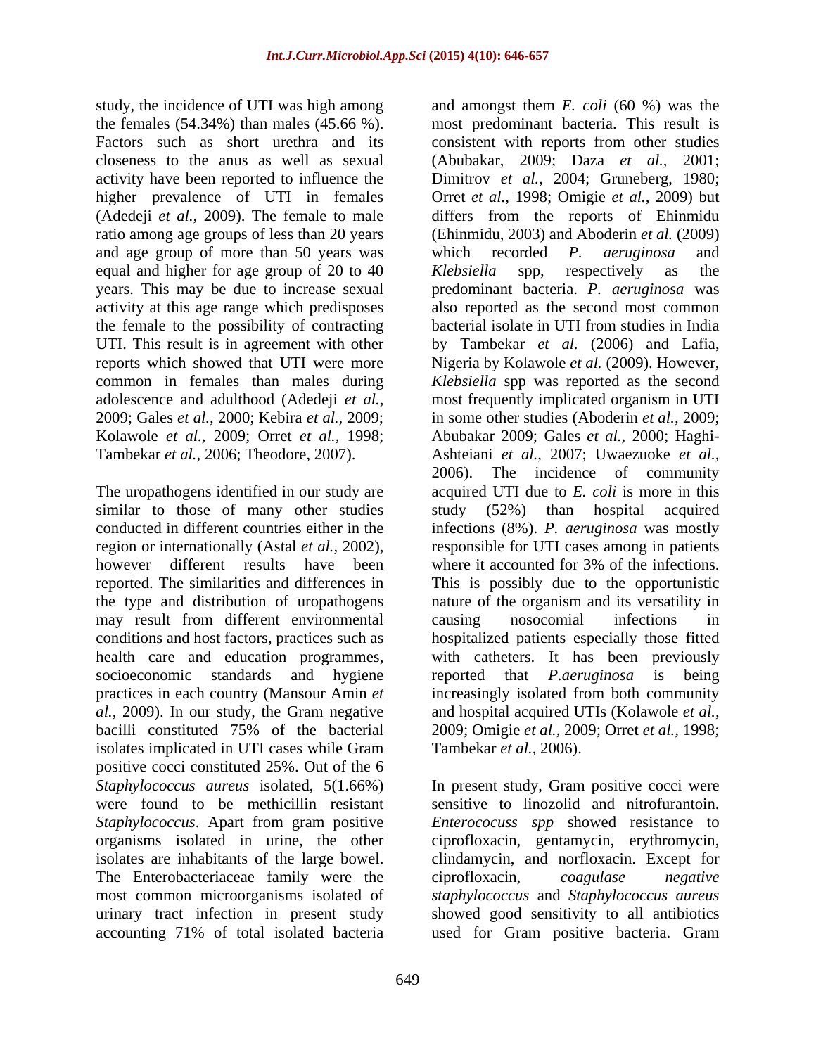study, the incidence of UTI was high among the females (54.34%) than males (45.66 %). Factors such as short urethra and its closeness to the anus as well as sexual activity have been reported to influence the higher prevalence of UTI in females (Adedeji *et al.,* 2009). The female to male ratio among age groups of less than 20 years and age group of more than 50 years was equal and higher for age group of 20 to 40 years. This may be due to increase sexual activity at this age range which predisposes the female to the possibility of contracting UTI. This result is in agreement with other reports which showed that UTI were more common in females than males during adolescence and adulthood (Adedeji *et al.,* 2009; Gales *et al.,* 2000; Kebira *et al.,* 2009; Kolawole *et al.,* 2009; Orret *et al.,* 1998; Tambekar *et al.,* 2006; Theodore, 2007).

The uropathogens identified in our study are similar to those of many other studies conducted in different countries either in the region or internationally (Astal *et al.,* 2002), however different results have been reported. The similarities and differences in the type and distribution of uropathogens may result from different environmental conditions and host factors, practices such as health care and education programmes, socioeconomic standards and hygiene practices in each country (Mansour Amin *et al.,* 2009). In our study, the Gram negative bacilli constituted 75% of the bacterial isolates implicated in UTI cases while Gram positive cocci constituted 25%. Out of the 6 *Staphylococcus aureus* isolated, 5(1.66%) were found to be methicillin resistant *Staphylococcus*. Apart from gram positive organisms isolated in urine, the other isolates are inhabitants of the large bowel. The Enterobacteriaceae family were the most common microorganisms isolated of urinary tract infection in present study accounting 71% of total isolated bacteria and amongst them *E. coli* (60 %) was the most predominant bacteria. This result is consistent with reports from other studies (Abubakar, 2009; Daza *et al.,* 2001; Dimitrov *et al.,* 2004; Gruneberg, 1980; Orret *et al.,* 1998; Omigie *et al.,* 2009) but differs from the reports of Ehinmidu (Ehinmidu, 2003) and Aboderin *et al.* (2009) which recorded *P. aeruginosa* and *Klebsiella* spp, respectively as the predominant bacteria. *P. aeruginosa* was also reported as the second most common bacterial isolate in UTI from studies in India by Tambekar *et al.* (2006) and Lafia, Nigeria by Kolawole *et al.* (2009). However, *Klebsiella* spp was reported as the second most frequently implicated organism in UTI in some other studies (Aboderin *et al.,* 2009; Abubakar 2009; Gales *et al.,* 2000; Haghi-Ashteiani *et al.,* 2007; Uwaezuoke *et al.,* 2006). The incidence of community acquired UTI due to *E. coli* is more in this study (52%) than hospital acquired infections (8%). *P. aeruginosa* was mostly responsible for UTI cases among in patients where it accounted for 3% of the infections. This is possibly due to the opportunistic nature of the organism and its versatility in causing nosocomial infections in hospitalized patients especially those fitted with catheters. It has been previously reported that *P.aeruginosa* is being increasingly isolated from both community and hospital acquired UTIs (Kolawole *et al.,* 2009; Omigie *et al.,* 2009; Orret *et al.,* 1998; Tambekar *et al.,* 2006).

In present study, Gram positive cocci were sensitive to linozolid and nitrofurantoin. *Enterococuss spp* showed resistance to ciprofloxacin, gentamycin, erythromycin, clindamycin, and norfloxacin. Except for ciprofloxacin, *coagulase negative staphylococcus* and *Staphylococcus aureus* showed good sensitivity to all antibiotics used for Gram positive bacteria. Gram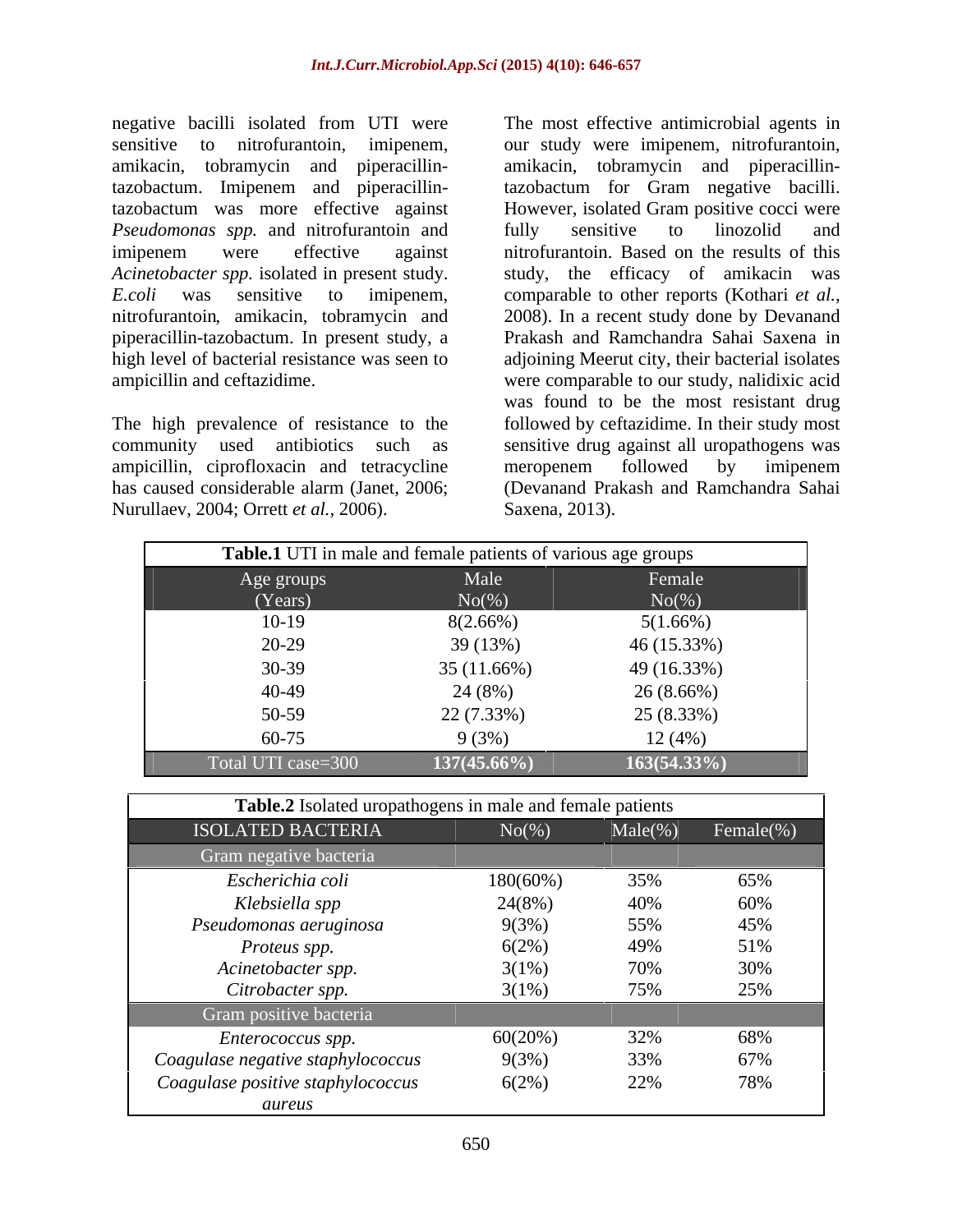negative bacilli isolated from UTI were sensitive to nitrofurantoin, imipenem, amikacin, tobramycin and piperacillin-tazobactum. Imipenem and piperacillin-tazobactum was more effective against *Pseudomonas spp.* and nitrofurantoin and imipenem were effective against *Acinetobacter spp.* isolated in present study. *E.coli* was sensitive to imipenem, nitrofurantoin, amikacin, tobramycin and piperacillin-tazobactum. In present study, a high level of bacterial resistance was seen to ampicillin and ceftazidime.

The high prevalence of resistance to the community used antibiotics such as ampicillin, ciprofloxacin and tetracycline has caused considerable alarm (Janet, 2006; Nurullaev, 2004; Orrett *et al.,* 2006).

The most effective antimicrobial agents in our study were imipenem, nitrofurantoin, amikacin, tobramycin and piperacillin-tazobactum for Gram negative bacilli. However, isolated Gram positive cocci were fully sensitive to linozolid and nitrofurantoin. Based on the results of this study, the efficacy of amikacin was comparable to other reports (Kothari *et al.,* 2008). In a recent study done by Devanand Prakash and Ramchandra Sahai Saxena in adjoining Meerut city, their bacterial isolates were comparable to our study, nalidixic acid was found to be the most resistant drug followed by ceftazidime. In their study most sensitive drug against all uropathogens was meropenem followed by imipenem (Devanand Prakash and Ramchandra Sahai Saxena, 2013).

**Table.1** UTI in male and female patients of various age groups

| Age groups (Years) | Male No(%) | Female No(%) |
|---|---|---|
| 10-19 | 8(2.66%) | 5(1.66%) |
| 20-29 | 39 (13%) | 46 (15.33%) |
| 30-39 | 35 (11.66%) | 49 (16.33%) |
| 40-49 | 24 (8%) | 26 (8.66%) |
| 50-59 | 22 (7.33%) | 25 (8.33%) |
| 60-75 | 9 (3%) | 12 (4%) |
| Total UTI case=300 | **137(45.66%)** | **163(54.33%)** |

**Table.2** Isolated uropathogens in male and female patients

| ISOLATED BACTERIA | No(%) | Male(%) | Female(%) |
|---|---|---|---|
| Gram negative bacteria | | | |
| *Escherichia coli* | 180(60%) | 35% | 65% |
| *Klebsiella spp* | 24(8%) | 40% | 60% |
| *Pseudomonas aeruginosa* | 9(3%) | 55% | 45% |
| *Proteus spp.* | 6(2%) | 49% | 51% |
| *Acinetobacter spp.* | 3(1%) | 70% | 30% |
| *Citrobacter spp.* | 3(1%) | 75% | 25% |
| Gram positive bacteria | | | |
| *Enterococcus spp.* | 60(20%) | 32% | 68% |
| *Coagulase negative staphylococcus* | 9(3%) | 33% | 67% |
| *Coagulase positive staphylococcus aureus* | 6(2%) | 22% | 78% |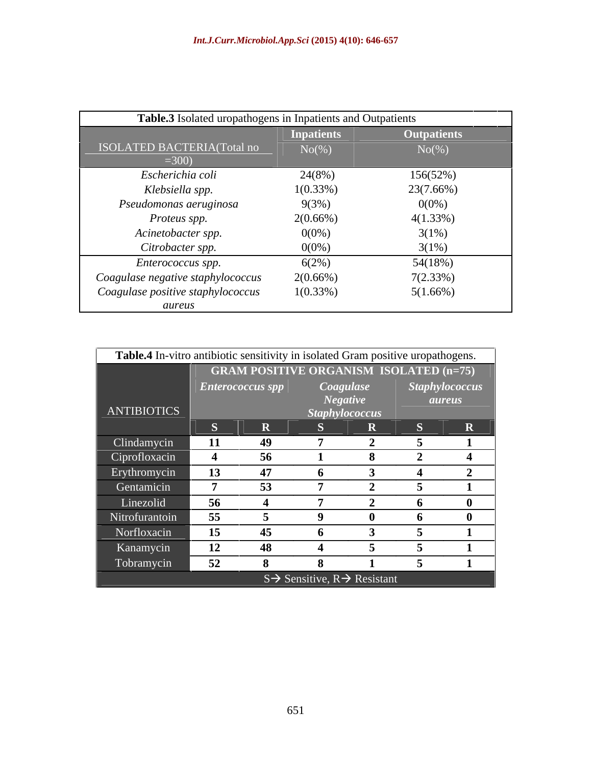**Table.3** Isolated uropathogens in Inpatients and Outpatients

| ISOLATED BACTERIA(Total no =300) | Inpatients No(%) | Outpatients No(%) |
|---|---|---|
| *Escherichia coli* | 24(8%) | 156(52%) |
| *Klebsiella spp.* | 1(0.33%) | 23(7.66%) |
| *Pseudomonas aeruginosa* | 9(3%) | 0(0%) |
| *Proteus spp.* | 2(0.66%) | 4(1.33%) |
| *Acinetobacter spp.* | 0(0%) | 3(1%) |
| *Citrobacter spp.* | 0(0%) | 3(1%) |
| *Enterococcus spp.* | 6(2%) | 54(18%) |
| *Coagulase negative staphylococcus* | 2(0.66%) | 7(2.33%) |
| *Coagulase positive staphylococcus aureus* | 1(0.33%) | 5(1.66%) |

**Table.4** In-vitro antibiotic sensitivity in isolated Gram positive uropathogens.

| ANTIBIOTICS | GRAM POSITIVE ORGANISM ISOLATED (n=75) | | | | | |
|---|---|---|---|---|---|---|
| | ***Enterococcus spp*** | | ***Coagulase Negative Staphylococcus*** | | ***Staphylococcus aureus*** | |
| | **S** | **R** | **S** | **R** | **S** | **R** |
| Clindamycin | **11** | **49** | **7** | **2** | **5** | **1** |
| Ciprofloxacin | **4** | **56** | **1** | **8** | **2** | **4** |
| Erythromycin | **13** | **47** | **6** | **3** | **4** | **2** |
| Gentamicin | **7** | **53** | **7** | **2** | **5** | **1** |
| Linezolid | **56** | **4** | **7** | **2** | **6** | **0** |
| Nitrofurantoin | **55** | **5** | **9** | **0** | **6** | **0** |
| Norfloxacin | **15** | **45** | **6** | **3** | **5** | **1** |
| Kanamycin | **12** | **48** | **4** | **5** | **5** | **1** |
| Tobramycin | **52** | **8** | **8** | **1** | **5** | **1** |

S→ Sensitive, R→ Resistant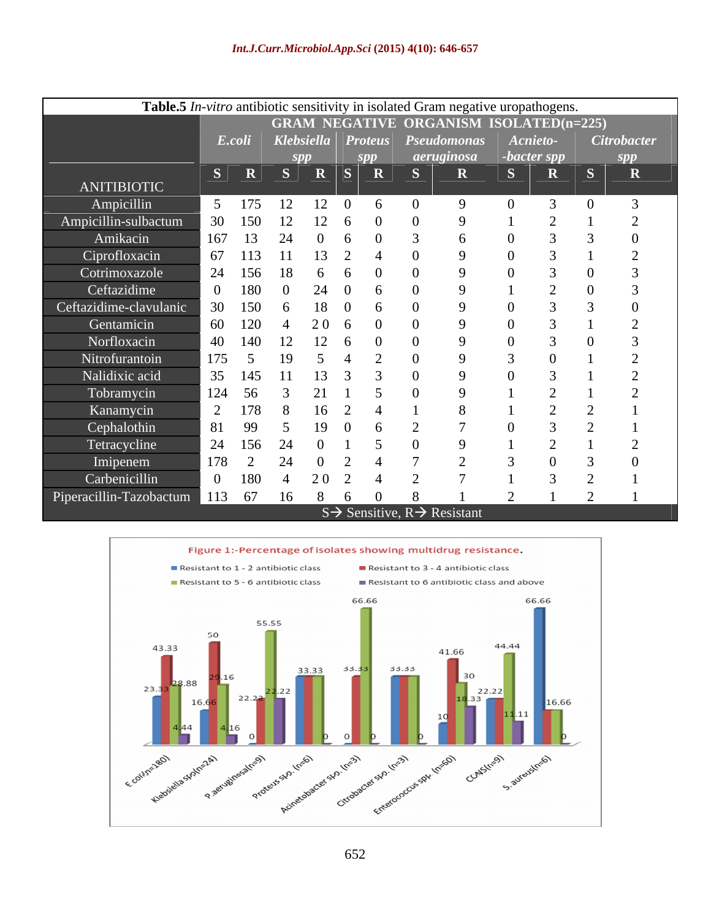**Table.5** *In-vitro* antibiotic sensitivity in isolated Gram negative uropathogens.

| ANITIBIOTIC | GRAM NEGATIVE ORGANISM ISOLATED(n=225) | | | | | | | | | | | |
|---|---|---|---|---|---|---|---|---|---|---|---|---|
| | *E.coli* | | *Klebsiella spp* | | *Proteus spp* | | *Pseudomonas aeruginosa* | | *Acnieto-bacter spp* | | *Citrobacter spp* | |
| | S | R | S | R | S | R | S | R | S | R | S | R |
| Ampicillin | 5 | 175 | 12 | 12 | 0 | 6 | 0 | 9 | 0 | 3 | 0 | 3 |
| Ampicillin-sulbactum | 30 | 150 | 12 | 12 | 6 | 0 | 0 | 9 | 1 | 2 | 1 | 2 |
| Amikacin | 167 | 13 | 24 | 0 | 6 | 0 | 3 | 6 | 0 | 3 | 3 | 0 |
| Ciprofloxacin | 67 | 113 | 11 | 13 | 2 | 4 | 0 | 9 | 0 | 3 | 1 | 2 |
| Cotrimoxazole | 24 | 156 | 18 | 6 | 6 | 0 | 0 | 9 | 0 | 3 | 0 | 3 |
| Ceftazidime | 0 | 180 | 0 | 24 | 0 | 6 | 0 | 9 | 1 | 2 | 0 | 3 |
| Ceftazidime-clavulanic | 30 | 150 | 6 | 18 | 0 | 6 | 0 | 9 | 0 | 3 | 3 | 0 |
| Gentamicin | 60 | 120 | 4 | 20 | 6 | 0 | 0 | 9 | 0 | 3 | 1 | 2 |
| Norfloxacin | 40 | 140 | 12 | 12 | 6 | 0 | 0 | 9 | 0 | 3 | 0 | 3 |
| Nitrofurantoin | 175 | 5 | 19 | 5 | 4 | 2 | 0 | 9 | 3 | 0 | 1 | 2 |
| Nalidixic acid | 35 | 145 | 11 | 13 | 3 | 3 | 0 | 9 | 0 | 3 | 1 | 2 |
| Tobramycin | 124 | 56 | 3 | 21 | 1 | 5 | 0 | 9 | 1 | 2 | 1 | 2 |
| Kanamycin | 2 | 178 | 8 | 16 | 2 | 4 | 1 | 8 | 1 | 2 | 2 | 1 |
| Cephalothin | 81 | 99 | 5 | 19 | 0 | 6 | 2 | 7 | 0 | 3 | 2 | 1 |
| Tetracycline | 24 | 156 | 24 | 0 | 1 | 5 | 0 | 9 | 1 | 2 | 1 | 2 |
| Imipenem | 178 | 2 | 24 | 0 | 2 | 4 | 7 | 2 | 3 | 0 | 3 | 0 |
| Carbenicillin | 0 | 180 | 4 | 20 | 2 | 4 | 2 | 7 | 1 | 3 | 2 | 1 |
| Piperacillin-Tazobactum | 113 | 67 | 16 | 8 | 6 | 0 | 8 | 1 | 2 | 1 | 2 | 1 |

S→ Sensitive, R→ Resistant

Figure 1:-Percentage of isolates showing multidrug resistance.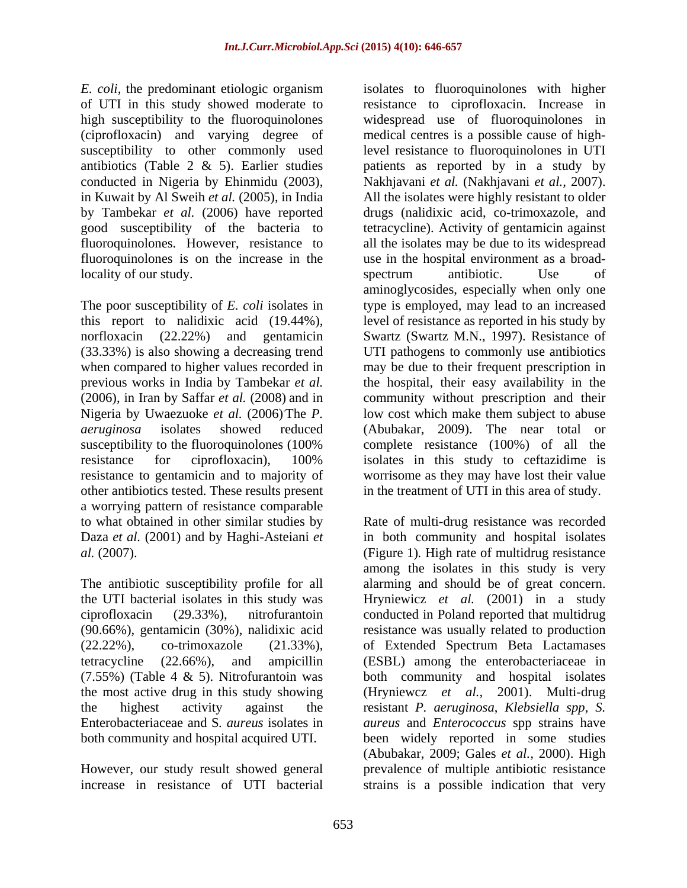*E. coli*, the predominant etiologic organism of UTI in this study showed moderate to high susceptibility to the fluoroquinolones (ciprofloxacin) and varying degree of susceptibility to other commonly used antibiotics (Table 2 & 5). Earlier studies conducted in Nigeria by Ehinmidu (2003), in Kuwait by Al Sweih *et al.* (2005), in India by Tambekar *et al.* (2006) have reported good susceptibility of the bacteria to fluoroquinolones. However, resistance to fluoroquinolones is on the increase in the locality of our study.

The poor susceptibility of *E. coli* isolates in this report to nalidixic acid (19.44%), norfloxacin (22.22%) and gentamicin (33.33%) is also showing a decreasing trend when compared to higher values recorded in previous works in India by Tambekar *et al.* (2006), in Iran by Saffar *et al.* (2008) and in Nigeria by Uwaezuoke *et al.* (2006). The *P. aeruginosa* isolates showed reduced susceptibility to the fluoroquinolones (100% resistance for ciprofloxacin), 100% resistance to gentamicin and to majority of other antibiotics tested. These results present a worrying pattern of resistance comparable to what obtained in other similar studies by Daza *et al.* (2001) and by Haghi-Asteiani *et al.* (2007).

The antibiotic susceptibility profile for all the UTI bacterial isolates in this study was ciprofloxacin (29.33%), nitrofurantoin (90.66%), gentamicin (30%), nalidixic acid (22.22%), co-trimoxazole (21.33%), tetracycline (22.66%), and ampicillin (7.55%) (Table 4 & 5). Nitrofurantoin was the most active drug in this study showing the highest activity against the Enterobacteriaceae and S. *aureus* isolates in both community and hospital acquired UTI.

However, our study result showed general increase in resistance of UTI bacterial isolates to fluoroquinolones with higher resistance to ciprofloxacin. Increase in widespread use of fluoroquinolones in medical centres is a possible cause of high-level resistance to fluoroquinolones in UTI patients as reported by in a study by Nakhjavani *et al.* (Nakhjavani *et al.,* 2007). All the isolates were highly resistant to older drugs (nalidixic acid, co-trimoxazole, and tetracycline). Activity of gentamicin against all the isolates may be due to its widespread use in the hospital environment as a broad-spectrum antibiotic. Use of aminoglycosides, especially when only one type is employed, may lead to an increased level of resistance as reported in his study by Swartz (Swartz M.N., 1997). Resistance of UTI pathogens to commonly use antibiotics may be due to their frequent prescription in the hospital, their easy availability in the community without prescription and their low cost which make them subject to abuse (Abubakar, 2009). The near total or complete resistance (100%) of all the isolates in this study to ceftazidime is worrisome as they may have lost their value in the treatment of UTI in this area of study.

Rate of multi-drug resistance was recorded in both community and hospital isolates (Figure 1). High rate of multidrug resistance among the isolates in this study is very alarming and should be of great concern. Hryniewicz *et al.* (2001) in a study conducted in Poland reported that multidrug resistance was usually related to production of Extended Spectrum Beta Lactamases (ESBL) among the enterobacteriaceae in both community and hospital isolates (Hryniewcz *et al.,* 2001). Multi-drug resistant *P. aeruginosa*, *Klebsiella spp*, *S. aureus* and *Enterococcus* spp strains have been widely reported in some studies (Abubakar, 2009; Gales *et al.,* 2000). High prevalence of multiple antibiotic resistance strains is a possible indication that very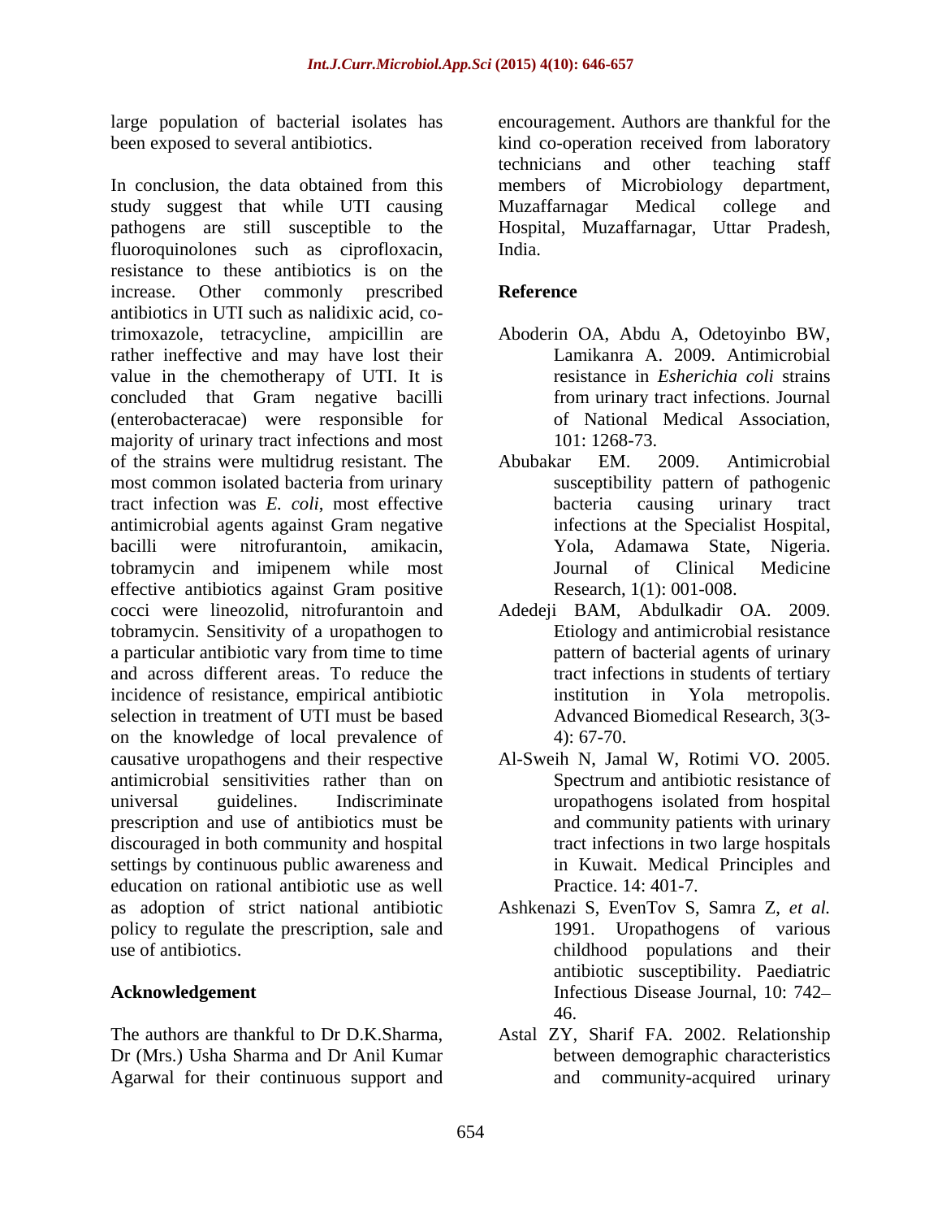large population of bacterial isolates has been exposed to several antibiotics.

In conclusion, the data obtained from this study suggest that while UTI causing pathogens are still susceptible to the fluoroquinolones such as ciprofloxacin, resistance to these antibiotics is on the increase. Other commonly prescribed antibiotics in UTI such as nalidixic acid, co-trimoxazole, tetracycline, ampicillin are rather ineffective and may have lost their value in the chemotherapy of UTI. It is concluded that Gram negative bacilli (enterobacteracae) were responsible for majority of urinary tract infections and most of the strains were multidrug resistant. The most common isolated bacteria from urinary tract infection was *E. coli*, most effective antimicrobial agents against Gram negative bacilli were nitrofurantoin, amikacin, tobramycin and imipenem while most effective antibiotics against Gram positive cocci were lineozolid, nitrofurantoin and tobramycin. Sensitivity of a uropathogen to a particular antibiotic vary from time to time and across different areas. To reduce the incidence of resistance, empirical antibiotic selection in treatment of UTI must be based on the knowledge of local prevalence of causative uropathogens and their respective antimicrobial sensitivities rather than on universal guidelines. Indiscriminate prescription and use of antibiotics must be discouraged in both community and hospital settings by continuous public awareness and education on rational antibiotic use as well as adoption of strict national antibiotic policy to regulate the prescription, sale and use of antibiotics.

## Acknowledgement

The authors are thankful to Dr D.K.Sharma, Dr (Mrs.) Usha Sharma and Dr Anil Kumar Agarwal for their continuous support and encouragement. Authors are thankful for the kind co-operation received from laboratory technicians and other teaching staff members of Microbiology department, Muzaffarnagar Medical college and Hospital, Muzaffarnagar, Uttar Pradesh, India.

## Reference

Aboderin OA, Abdu A, Odetoyinbo BW, Lamikanra A. 2009. Antimicrobial resistance in *Esherichia coli* strains from urinary tract infections. Journal of National Medical Association, 101: 1268-73.

Abubakar EM. 2009. Antimicrobial susceptibility pattern of pathogenic bacteria causing urinary tract infections at the Specialist Hospital, Yola, Adamawa State, Nigeria. Journal of Clinical Medicine Research, 1(1): 001-008.

Adedeji BAM, Abdulkadir OA. 2009. Etiology and antimicrobial resistance pattern of bacterial agents of urinary tract infections in students of tertiary institution in Yola metropolis. Advanced Biomedical Research, 3(3-4): 67-70.

Al-Sweih N, Jamal W, Rotimi VO. 2005. Spectrum and antibiotic resistance of uropathogens isolated from hospital and community patients with urinary tract infections in two large hospitals in Kuwait. Medical Principles and Practice. 14: 401-7.

Ashkenazi S, EvenTov S, Samra Z, *et al.* 1991. Uropathogens of various childhood populations and their antibiotic susceptibility. Paediatric Infectious Disease Journal, 10: 742–46.

Astal ZY, Sharif FA. 2002. Relationship between demographic characteristics and community-acquired urinary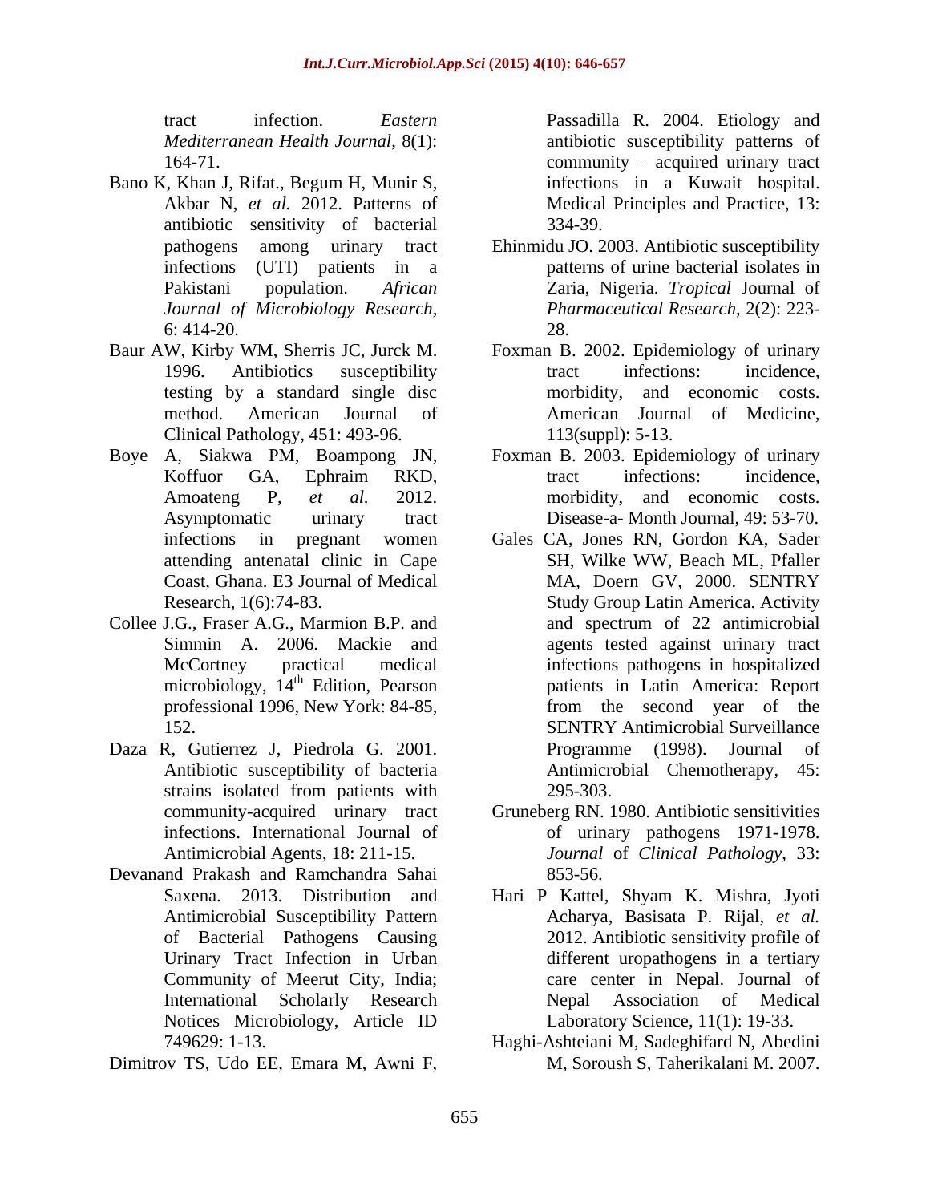tract infection. *Eastern Mediterranean Health Journal*, 8(1): 164-71.

Bano K, Khan J, Rifat., Begum H, Munir S, Akbar N, *et al.* 2012. Patterns of antibiotic sensitivity of bacterial pathogens among urinary tract infections (UTI) patients in a Pakistani population. *African Journal of Microbiology Research,* 6: 414-20.

Baur AW, Kirby WM, Sherris JC, Jurck M. 1996. Antibiotics susceptibility testing by a standard single disc method. American Journal of Clinical Pathology, 451: 493-96.

Boye A, Siakwa PM, Boampong JN, Koffuor GA, Ephraim RKD, Amoateng P, *et al.* 2012. Asymptomatic urinary tract infections in pregnant women attending antenatal clinic in Cape Coast, Ghana. E3 Journal of Medical Research, 1(6):74-83.

Collee J.G., Fraser A.G., Marmion B.P. and Simmin A. 2006. Mackie and McCortney practical medical microbiology, 14th Edition, Pearson professional 1996, New York: 84-85, 152.

Daza R, Gutierrez J, Piedrola G. 2001. Antibiotic susceptibility of bacteria strains isolated from patients with community-acquired urinary tract infections. International Journal of Antimicrobial Agents, 18: 211-15.

Devanand Prakash and Ramchandra Sahai Saxena. 2013. Distribution and Antimicrobial Susceptibility Pattern of Bacterial Pathogens Causing Urinary Tract Infection in Urban Community of Meerut City, India; International Scholarly Research Notices Microbiology, Article ID 749629: 1-13.

Dimitrov TS, Udo EE, Emara M, Awni F, Passadilla R. 2004. Etiology and antibiotic susceptibility patterns of community – acquired urinary tract infections in a Kuwait hospital. Medical Principles and Practice, 13: 334-39.

Ehinmidu JO. 2003. Antibiotic susceptibility patterns of urine bacterial isolates in Zaria, Nigeria. *Tropical* Journal of *Pharmaceutical Research,* 2(2): 223-28.

Foxman B. 2002. Epidemiology of urinary tract infections: incidence, morbidity, and economic costs. American Journal of Medicine, 113(suppl): 5-13.

Foxman B. 2003. Epidemiology of urinary tract infections: incidence, morbidity, and economic costs. Disease-a- Month Journal, 49: 53-70.

Gales CA, Jones RN, Gordon KA, Sader SH, Wilke WW, Beach ML, Pfaller MA, Doern GV, 2000. SENTRY Study Group Latin America. Activity and spectrum of 22 antimicrobial agents tested against urinary tract infections pathogens in hospitalized patients in Latin America: Report from the second year of the SENTRY Antimicrobial Surveillance Programme (1998). Journal of Antimicrobial Chemotherapy, 45: 295-303.

Gruneberg RN. 1980. Antibiotic sensitivities of urinary pathogens 1971-1978. *Journal* of *Clinical Pathology,* 33: 853-56.

Hari P Kattel, Shyam K. Mishra, Jyoti Acharya, Basisata P. Rijal, *et al.* 2012. Antibiotic sensitivity profile of different uropathogens in a tertiary care center in Nepal. Journal of Nepal Association of Medical Laboratory Science, 11(1): 19-33.

Haghi-Ashteiani M, Sadeghifard N, Abedini M, Soroush S, Taherikalani M. 2007.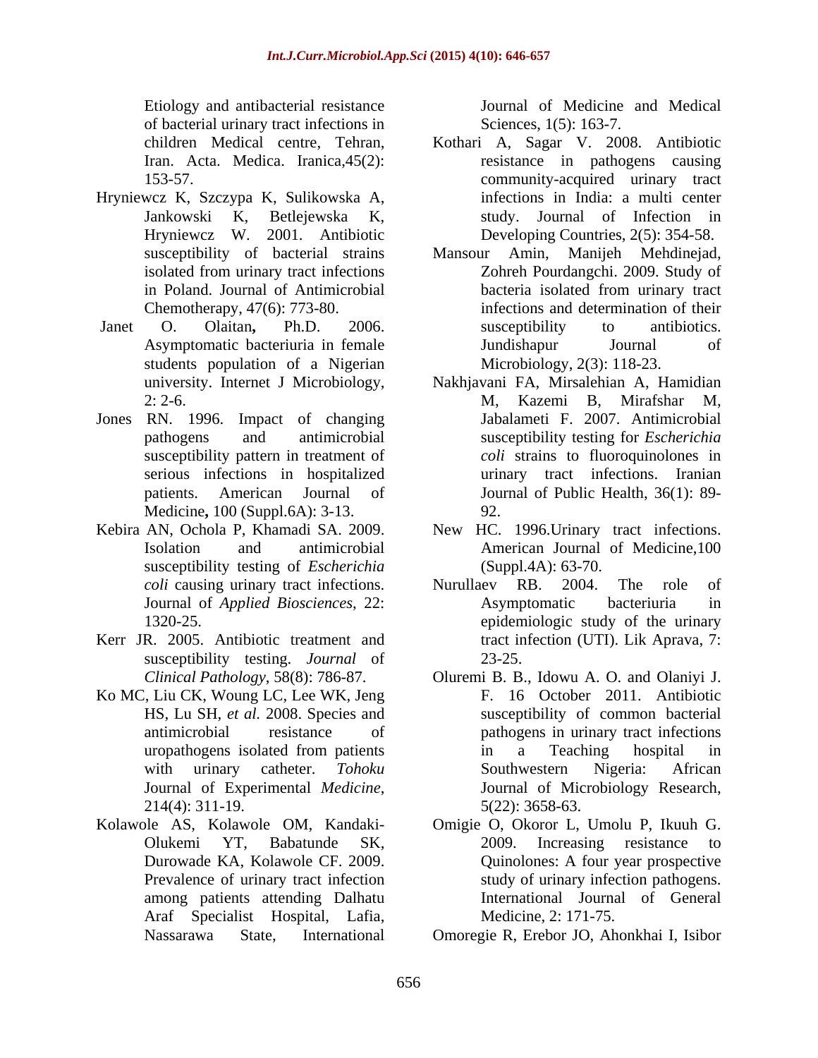Etiology and antibacterial resistance of bacterial urinary tract infections in children Medical centre, Tehran, Iran. Acta. Medica. Iranica,45(2): 153-57.

Hryniewcz K, Szczypa K, Sulikowska A, Jankowski K, Betlejewska K, Hryniewcz W. 2001. Antibiotic susceptibility of bacterial strains isolated from urinary tract infections in Poland. Journal of Antimicrobial Chemotherapy, 47(6): 773-80.

Janet O. Olaitan**,** Ph.D. 2006. Asymptomatic bacteriuria in female students population of a Nigerian university. Internet J Microbiology, 2: 2-6.

Jones RN. 1996. Impact of changing pathogens and antimicrobial susceptibility pattern in treatment of serious infections in hospitalized patients. American Journal of Medicine**,** 100 (Suppl.6A): 3-13.

Kebira AN, Ochola P, Khamadi SA. 2009. Isolation and antimicrobial susceptibility testing of *Escherichia coli* causing urinary tract infections. Journal of *Applied Biosciences*, 22: 1320-25.

Kerr JR. 2005. Antibiotic treatment and susceptibility testing. *Journal* of *Clinical Pathology*, 58(8): 786-87.

Ko MC, Liu CK, Woung LC, Lee WK, Jeng HS, Lu SH, *et al.* 2008. Species and antimicrobial resistance of uropathogens isolated from patients with urinary catheter. *Tohoku* Journal of Experimental *Medicine*, 214(4): 311-19.

Kolawole AS, Kolawole OM, Kandaki-Olukemi YT, Babatunde SK, Durowade KA, Kolawole CF. 2009. Prevalence of urinary tract infection among patients attending Dalhatu Araf Specialist Hospital, Lafia, Nassarawa State, International Journal of Medicine and Medical Sciences, 1(5): 163-7.

Kothari A, Sagar V. 2008. Antibiotic resistance in pathogens causing community-acquired urinary tract infections in India: a multi center study. Journal of Infection in Developing Countries, 2(5): 354-58.

Mansour Amin, Manijeh Mehdinejad, Zohreh Pourdangchi. 2009. Study of bacteria isolated from urinary tract infections and determination of their susceptibility to antibiotics. Jundishapur Journal of Microbiology, 2(3): 118-23.

Nakhjavani FA, Mirsalehian A, Hamidian M, Kazemi B, Mirafshar M, Jabalameti F. 2007. Antimicrobial susceptibility testing for *Escherichia coli* strains to fluoroquinolones in urinary tract infections. Iranian Journal of Public Health, 36(1): 89-92.

New HC. 1996.Urinary tract infections. American Journal of Medicine,100 (Suppl.4A): 63-70.

Nurullaev RB. 2004. The role of Asymptomatic bacteriuria in epidemiologic study of the urinary tract infection (UTI). Lik Aprava, 7: 23-25.

Oluremi B. B., Idowu A. O. and Olaniyi J. F. 16 October 2011. Antibiotic susceptibility of common bacterial pathogens in urinary tract infections in a Teaching hospital in Southwestern Nigeria: African Journal of Microbiology Research, 5(22): 3658-63.

Omigie O, Okoror L, Umolu P, Ikuuh G. 2009. Increasing resistance to Quinolones: A four year prospective study of urinary infection pathogens. International Journal of General Medicine, 2: 171-75.

Omoregie R, Erebor JO, Ahonkhai I, Isibor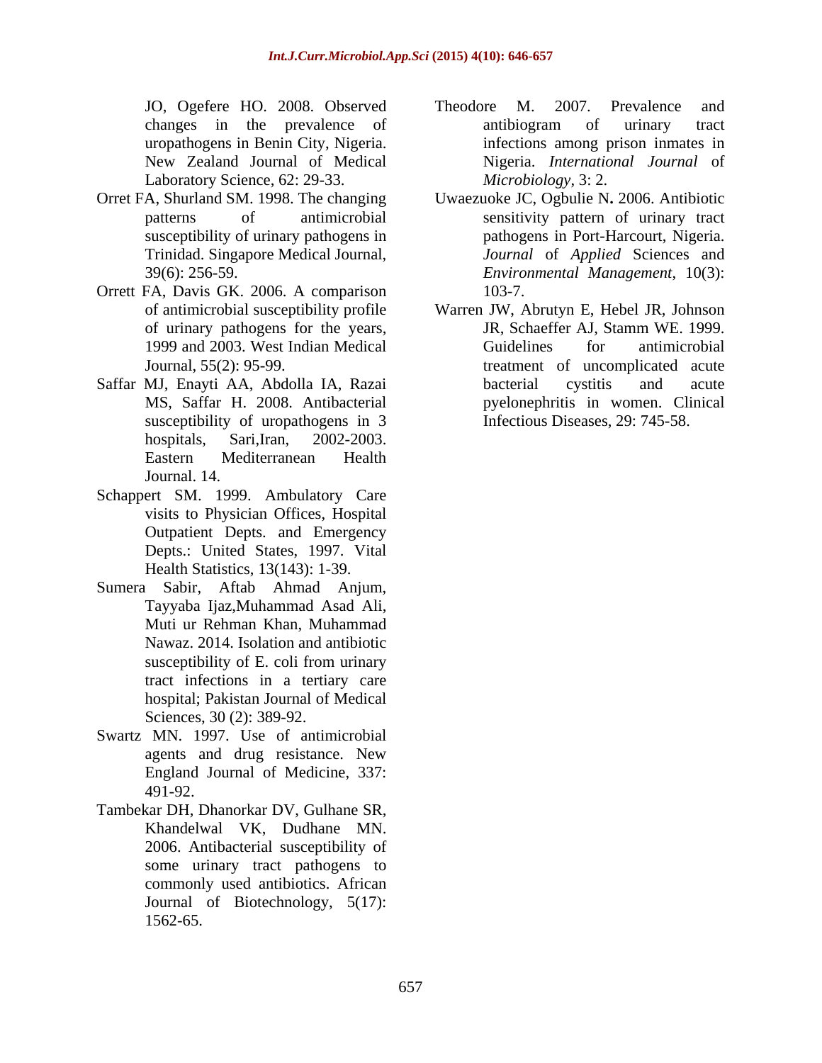JO, Ogefere HO. 2008. Observed changes in the prevalence of uropathogens in Benin City, Nigeria. New Zealand Journal of Medical Laboratory Science, 62: 29-33.

Orret FA, Shurland SM. 1998. The changing patterns of antimicrobial susceptibility of urinary pathogens in Trinidad. Singapore Medical Journal, 39(6): 256-59.

Orrett FA, Davis GK. 2006. A comparison of antimicrobial susceptibility profile of urinary pathogens for the years, 1999 and 2003. West Indian Medical Journal, 55(2): 95-99.

Saffar MJ, Enayti AA, Abdolla IA, Razai MS, Saffar H. 2008. Antibacterial susceptibility of uropathogens in 3 hospitals, Sari,Iran, 2002-2003. Eastern Mediterranean Health Journal. 14.

Schappert SM. 1999. Ambulatory Care visits to Physician Offices, Hospital Outpatient Depts. and Emergency Depts.: United States, 1997. Vital Health Statistics, 13(143): 1-39.

Sumera Sabir, Aftab Ahmad Anjum, Tayyaba Ijaz,Muhammad Asad Ali, Muti ur Rehman Khan, Muhammad Nawaz. 2014. Isolation and antibiotic susceptibility of E. coli from urinary tract infections in a tertiary care hospital; Pakistan Journal of Medical Sciences, 30 (2): 389-92.

Swartz MN. 1997. Use of antimicrobial agents and drug resistance. New England Journal of Medicine, 337: 491-92.

Tambekar DH, Dhanorkar DV, Gulhane SR, Khandelwal VK, Dudhane MN. 2006. Antibacterial susceptibility of some urinary tract pathogens to commonly used antibiotics. African Journal of Biotechnology, 5(17): 1562-65.

Theodore M. 2007. Prevalence and antibiogram of urinary tract infections among prison inmates in Nigeria. *International Journal* of *Microbiology*, 3: 2.

Uwaezuoke JC, Ogbulie N**.** 2006. Antibiotic sensitivity pattern of urinary tract pathogens in Port-Harcourt, Nigeria. *Journal* of *Applied* Sciences and *Environmental Management*, 10(3): 103-7.

Warren JW, Abrutyn E, Hebel JR, Johnson JR, Schaeffer AJ, Stamm WE. 1999. Guidelines for antimicrobial treatment of uncomplicated acute bacterial cystitis and acute pyelonephritis in women. Clinical Infectious Diseases, 29: 745-58.